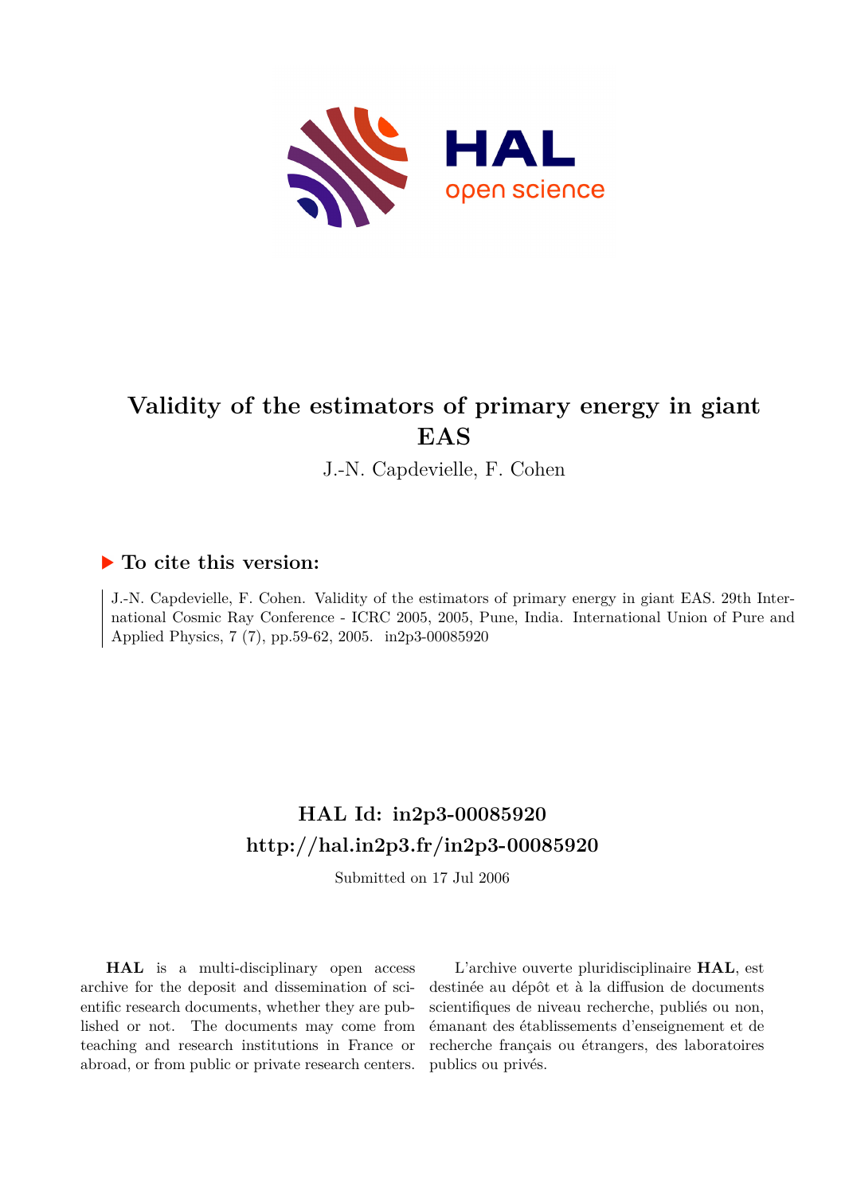# Validity of the estimators of primary energy in giant EAS

J.-N. Capdevielle, F. Cohen

## ▶ To cite this version:

J.-N. Capdevielle, F. Cohen. Validity of the estimators of primary energy in giant EAS. 29th International Cosmic Ray Conference - ICRC 2005, 2005, Pune, India. International Union of Pure and Applied Physics, 7 (7), pp.59-62, 2005. in2p3-00085920

## HAL Id: in2p3-00085920

## http://hal.in2p3.fr/in2p3-00085920

Submitted on 17 Jul 2006

**HAL** is a multi-disciplinary open access archive for the deposit and dissemination of scientific research documents, whether they are published or not. The documents may come from teaching and research institutions in France or abroad, or from public or private research centers.

L'archive ouverte pluridisciplinaire **HAL**, est destinée au dépôt et à la diffusion de documents scientifiques de niveau recherche, publiés ou non, émanant des établissements d'enseignement et de recherche français ou étrangers, des laboratoires publics ou privés.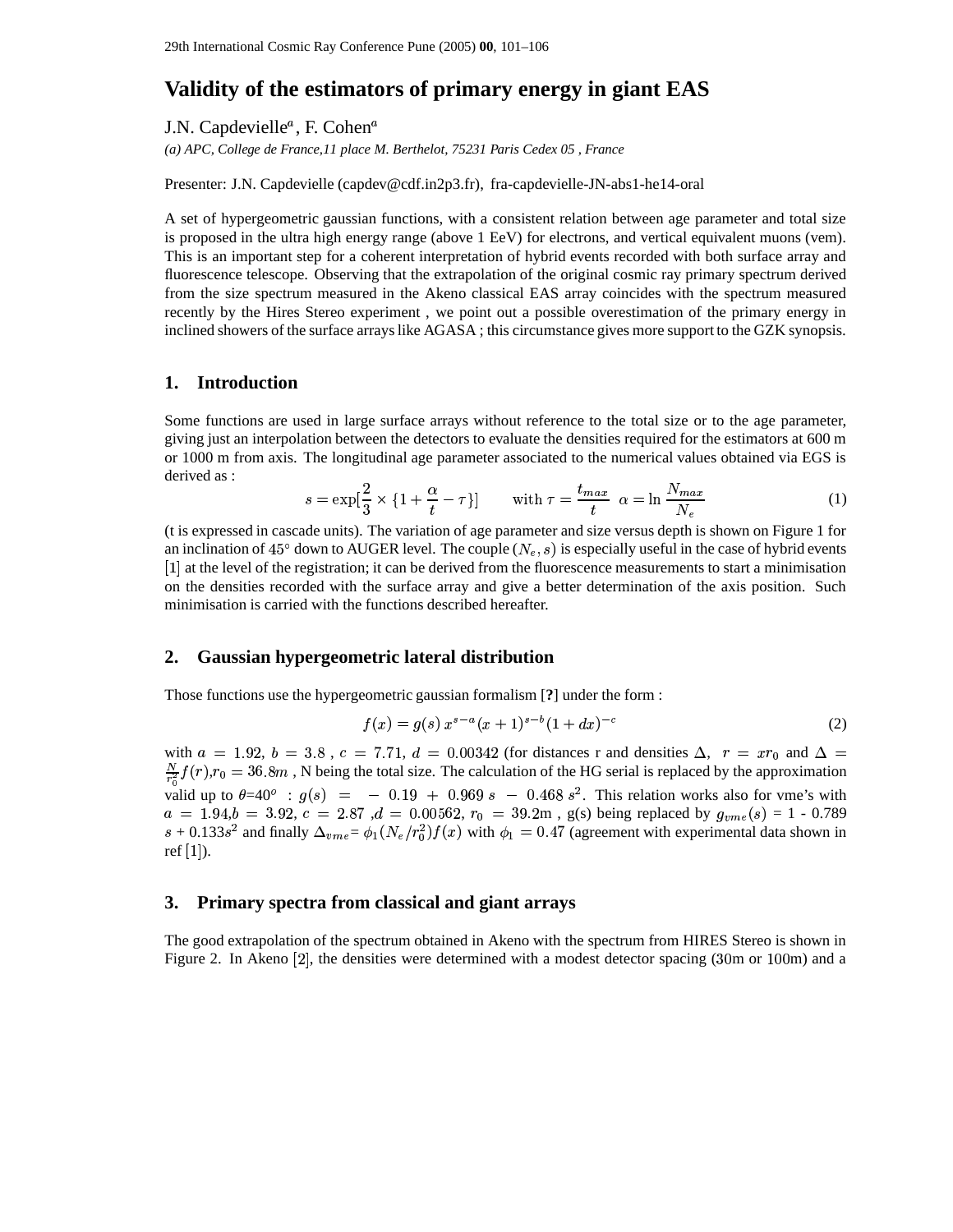# Validity of the estimators of primary energy in giant EAS

J.N. Capdevielle[a], F. Cohen[a]

*(a) APC, College de France,11 place M. Berthelot, 75231 Paris Cedex 05 , France*

Presenter: J.N. Capdevielle (capdev@cdf.in2p3.fr), fra-capdevielle-JN-abs1-he14-oral

A set of hypergeometric gaussian functions, with a consistent relation between age parameter and total size is proposed in the ultra high energy range (above 1 EeV) for electrons, and vertical equivalent muons (vem). This is an important step for a coherent interpretation of hybrid events recorded with both surface array and fluorescence telescope. Observing that the extrapolation of the original cosmic ray primary spectrum derived from the size spectrum measured in the Akeno classical EAS array coincides with the spectrum measured recently by the Hires Stereo experiment , we point out a possible overestimation of the primary energy in inclined showers of the surface arrays like AGASA ; this circumstance gives more support to the GZK synopsis.

## 1. Introduction

Some functions are used in large surface arrays without reference to the total size or to the age parameter, giving just an interpolation between the detectors to evaluate the densities required for the estimators at 600 m or 1000 m from axis. The longitudinal age parameter associated to the numerical values obtained via EGS is derived as :

$$s = \exp[\frac{2}{3} \times \{1 + \frac{\alpha}{t} - \tau\}] \qquad \text{with } \tau = \frac{t_{max}}{t} \;\; \alpha = \ln\frac{N_{max}}{N_e} \tag{1}$$

(t is expressed in cascade units). The variation of age parameter and size versus depth is shown on Figure 1 for an inclination of $45^\circ$ down to AUGER level. The couple $(N_e, s)$ is especially useful in the case of hybrid events [1] at the level of the registration; it can be derived from the fluorescence measurements to start a minimisation on the densities recorded with the surface array and give a better determination of the axis position. Such minimisation is carried with the functions described hereafter.

## 2. Gaussian hypergeometric lateral distribution

Those functions use the hypergeometric gaussian formalism [?] under the form :

$$f(x) = g(s)\, x^{s-a}(x+1)^{s-b}(1+dx)^{-c} \tag{2}$$

with $a = 1.92$, $b = 3.8$ , $c = 7.71$, $d = 0.00342$ (for distances r and densities $\Delta$, $r = xr_0$ and $\Delta = \frac{N}{r_0^2}f(r)$,$r_0 = 36.8m$ , N being the total size. The calculation of the HG serial is replaced by the approximation valid up to $\theta$=40$^o$ : $g(s) = -0.19 + 0.969\,s - 0.468\,s^2$. This relation works also for vme's with $a = 1.94$,$b = 3.92$, $c = 2.87$ ,$d = 0.00562$, $r_0 = 39.2$m , g(s) being replaced by $g_{vme}(s)$ = 1 - 0.789 $s$ + 0.133$s^2$ and finally $\Delta_{vme}$= $\phi_1(N_e/r_0^2)f(x)$ with $\phi_1 = 0.47$ (agreement with experimental data shown in ref [1]).

## 3. Primary spectra from classical and giant arrays

The good extrapolation of the spectrum obtained in Akeno with the spectrum from HIRES Stereo is shown in Figure 2. In Akeno [2], the densities were determined with a modest detector spacing (30m or 100m) and a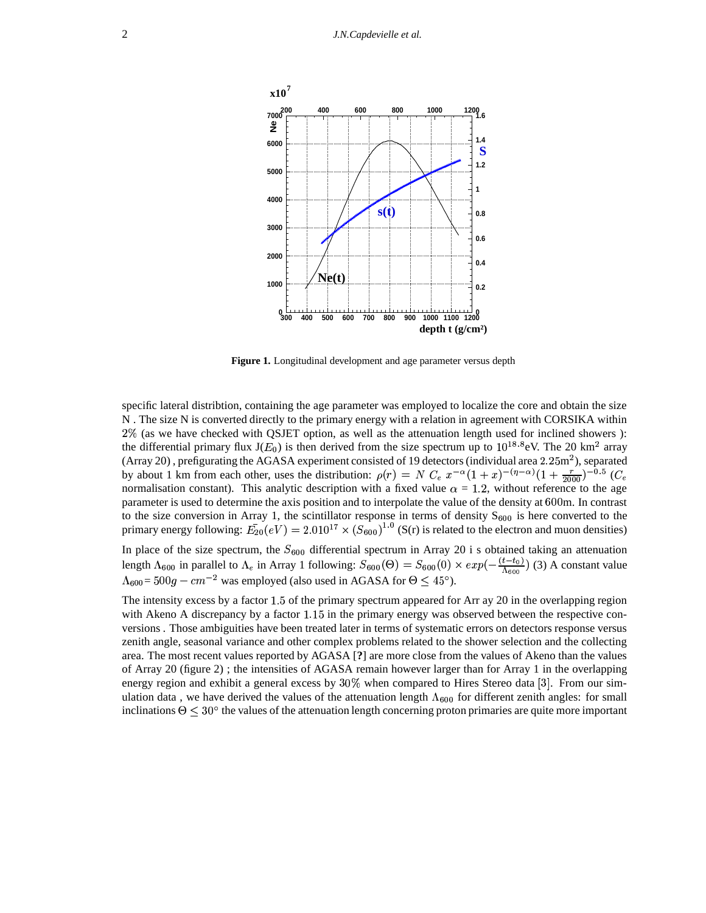**Figure 1.** Longitudinal development and age parameter versus depth

specific lateral distribtion, containing the age parameter was employed to localize the core and obtain the size N . The size N is converted directly to the primary energy with a relation in agreement with CORSIKA within $2\%$ (as we have checked with QSJET option, as well as the attenuation length used for inclined showers ): the differential primary flux J($E_0$) is then derived from the size spectrum up to $10^{18.8}$eV. The 20 km$^2$ array (Array 20) , prefigurating the AGASA experiment consisted of 19 detectors (individual area $2.25$m$^2$), separated by about 1 km from each other, uses the distribution: $\rho(r) = N\ C_e\ x^{-\alpha}(1+x)^{-(\eta-\alpha)}(1+\frac{r}{2000})^{-0.5}$ ($C_e$ normalisation constant). This analytic description with a fixed value $\alpha$ = $1.2$, without reference to the age parameter is used to determine the axis position and to interpolate the value of the density at $600$m. In contrast to the size conversion in Array 1, the scintillator response in terms of density $S_{600}$ is here converted to the primary energy following: $\bar{E_{20}}(eV) = 2.010^{17} \times (S_{600})^{1.0}$ (S(r) is related to the electron and muon densities)

In place of the size spectrum, the $S_{600}$ differential spectrum in Array 20 i s obtained taking an attenuation length $\Lambda_{600}$ in parallel to $\Lambda_e$ in Array 1 following: $S_{600}(\Theta) = S_{600}(0) \times exp(-\frac{(t-t_0)}{\Lambda_{600}})$ (3) A constant value $\Lambda_{600}$= $500g-cm^{-2}$ was employed (also used in AGASA for $\Theta \leq 45°$).

The intensity excess by a factor $1.5$ of the primary spectrum appeared for Arr ay 20 in the overlapping region with Akeno A discrepancy by a factor $1.15$ in the primary energy was observed between the respective conversions . Those ambiguities have been treated later in terms of systematic errors on detectors response versus zenith angle, seasonal variance and other complex problems related to the shower selection and the collecting area. The most recent values reported by AGASA [**?**] are more close from the values of Akeno than the values of Array 20 (figure 2) ; the intensities of AGASA remain however larger than for Array 1 in the overlapping energy region and exhibit a general excess by $30\%$ when compared to Hires Stereo data [3]. From our simulation data , we have derived the values of the attenuation length $\Lambda_{600}$ for different zenith angles: for small inclinations $\Theta \leq 30°$ the values of the attenuation length concerning proton primaries are quite more important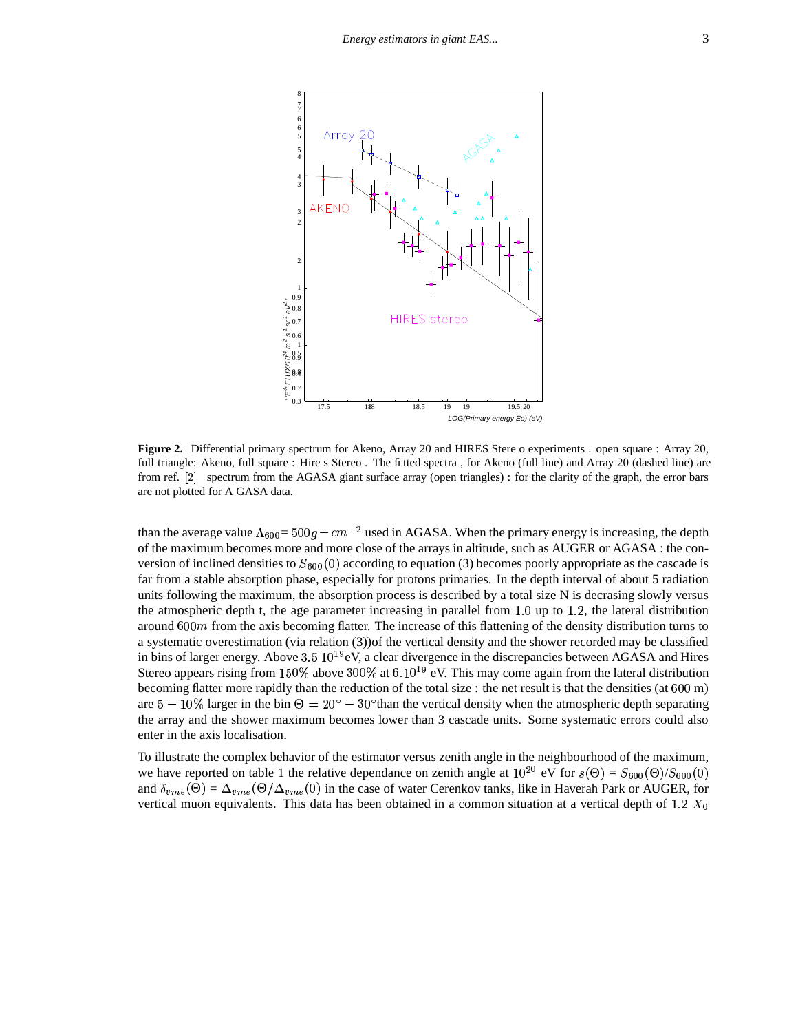**Figure 2.** Differential primary spectrum for Akeno, Array 20 and HIRES Stere o experiments . open square : Array 20, full triangle: Akeno, full square : Hire s Stereo . The fi tted spectra , for Akeno (full line) and Array 20 (dashed line) are from ref. [2] spectrum from the AGASA giant surface array (open triangles) : for the clarity of the graph, the error bars are not plotted for A GASA data.

than the average value $\Lambda_{600} = 500 g - cm^{-2}$ used in AGASA. When the primary energy is increasing, the depth of the maximum becomes more and more close of the arrays in altitude, such as AUGER or AGASA : the conversion of inclined densities to $S_{600}(0)$ according to equation (3) becomes poorly appropriate as the cascade is far from a stable absorption phase, especially for protons primaries. In the depth interval of about 5 radiation units following the maximum, the absorption process is described by a total size N is decrasing slowly versus the atmospheric depth t, the age parameter increasing in parallel from 1.0 up to 1.2, the lateral distribution around $600m$ from the axis becoming flatter. The increase of this flattening of the density distribution turns to a systematic overestimation (via relation (3))of the vertical density and the shower recorded may be classified in bins of larger energy. Above $3.5\ 10^{19}$eV, a clear divergence in the discrepancies between AGASA and Hires Stereo appears rising from $150\%$ above $300\%$ at $6.10^{19}$ eV. This may come again from the lateral distribution becoming flatter more rapidly than the reduction of the total size : the net result is that the densities (at 600 m) are $5 - 10\%$ larger in the bin $\Theta = 20° - 30°$than the vertical density when the atmospheric depth separating the array and the shower maximum becomes lower than 3 cascade units. Some systematic errors could also enter in the axis localisation.

To illustrate the complex behavior of the estimator versus zenith angle in the neighbourhood of the maximum, we have reported on table 1 the relative dependance on zenith angle at $10^{20}$ eV for $s(\Theta) = S_{600}(\Theta)/S_{600}(0)$ and $\delta_{vme}(\Theta) = \Delta_{vme}(\Theta/\Delta_{vme}(0)$ in the case of water Cerenkov tanks, like in Haverah Park or AUGER, for vertical muon equivalents. This data has been obtained in a common situation at a vertical depth of $1.2\ X_0$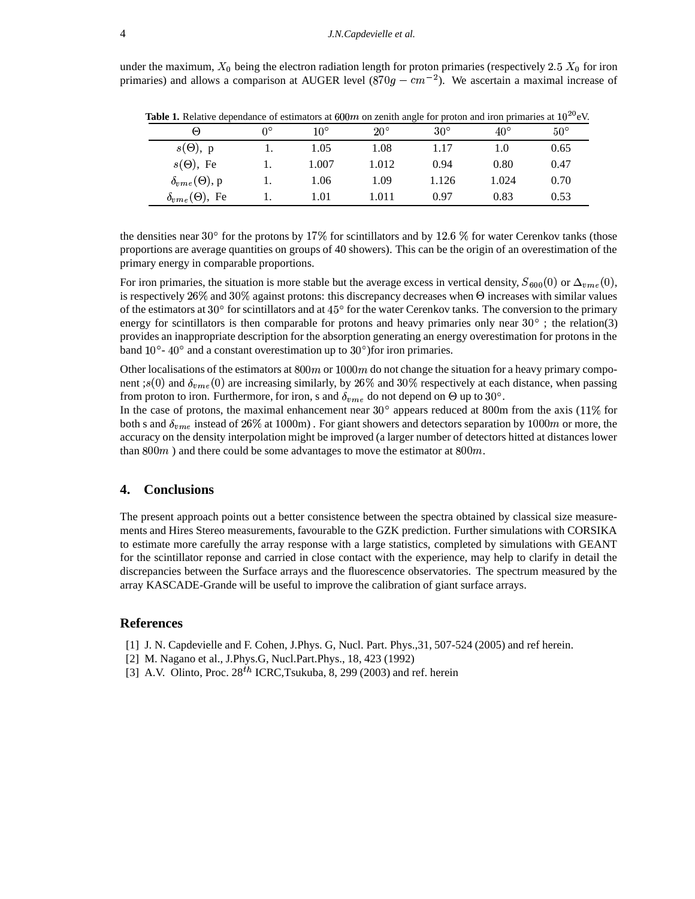under the maximum, $X_0$ being the electron radiation length for proton primaries (respectively $2.5\ X_0$ for iron primaries) and allows a comparison at AUGER level ($870 g - cm^{-2}$). We ascertain a maximal increase of

**Table 1.** Relative dependance of estimators at $600m$ on zenith angle for proton and iron primaries at $10^{20}$eV.

| $\Theta$ | $0^\circ$ | $10^\circ$ | $20^\circ$ | $30^\circ$ | $40^\circ$ | $50^\circ$ |
|---|---|---|---|---|---|---|
| $s(\Theta)$, p | 1. | 1.05 | 1.08 | 1.17 | 1.0 | 0.65 |
| $s(\Theta)$, Fe | 1. | 1.007 | 1.012 | 0.94 | 0.80 | 0.47 |
| $\delta_{vme}(\Theta)$, p | 1. | 1.06 | 1.09 | 1.126 | 1.024 | 0.70 |
| $\delta_{vme}(\Theta)$, Fe | 1. | 1.01 | 1.011 | 0.97 | 0.83 | 0.53 |

the densities near $30^\circ$ for the protons by $17\%$ for scintillators and by $12.6\ \%$ for water Cerenkov tanks (those proportions are average quantities on groups of 40 showers). This can be the origin of an overestimation of the primary energy in comparable proportions.

For iron primaries, the situation is more stable but the average excess in vertical density, $S_{600}(0)$ or $\Delta_{vme}(0)$, is respectively $26\%$ and $30\%$ against protons: this discrepancy decreases when $\Theta$ increases with similar values of the estimators at $30^\circ$ for scintillators and at $45^\circ$ for the water Cerenkov tanks. The conversion to the primary energy for scintillators is then comparable for protons and heavy primaries only near $30^\circ$ ; the relation(3) provides an inappropriate description for the absorption generating an energy overestimation for protons in the band $10^\circ$- $40^\circ$ and a constant overestimation up to $30^\circ$)for iron primaries.

Other localisations of the estimators at $800m$ or $1000m$ do not change the situation for a heavy primary component ;$s(0)$ and $\delta_{vme}(0)$ are increasing similarly, by $26\%$ and $30\%$ respectively at each distance, when passing from proton to iron. Furthermore, for iron, s and $\delta_{vme}$ do not depend on $\Theta$ up to $30^\circ$.
In the case of protons, the maximal enhancement near $30^\circ$ appears reduced at 800m from the axis ($11\%$ for both s and $\delta_{vme}$ instead of $26\%$ at 1000m) . For giant showers and detectors separation by $1000m$ or more, the accuracy on the density interpolation might be improved (a larger number of detectors hitted at distances lower than $800m$ ) and there could be some advantages to move the estimator at $800m$.

## 4. Conclusions

The present approach points out a better consistence between the spectra obtained by classical size measurements and Hires Stereo measurements, favourable to the GZK prediction. Further simulations with CORSIKA to estimate more carefully the array response with a large statistics, completed by simulations with GEANT for the scintillator reponse and carried in close contact with the experience, may help to clarify in detail the discrepancies between the Surface arrays and the fluorescence observatories. The spectrum measured by the array KASCADE-Grande will be useful to improve the calibration of giant surface arrays.

## References

[1] J. N. Capdevielle and F. Cohen, J.Phys. G, Nucl. Part. Phys.,31, 507-524 (2005) and ref herein.
[2] M. Nagano et al., J.Phys.G, Nucl.Part.Phys., 18, 423 (1992)
[3] A.V. Olinto, Proc. 28$^{th}$ ICRC,Tsukuba, 8, 299 (2003) and ref. herein